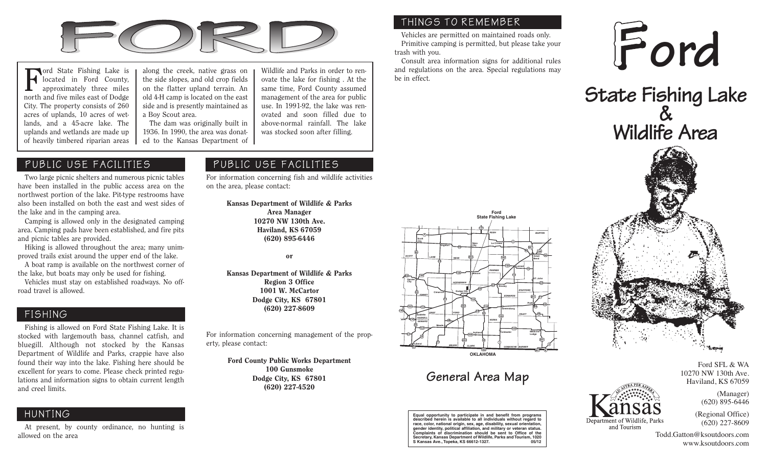# FORD

Ford State Fishing Lake is located in Ford County, approximately three miles north and five miles east of Dodge City. The property consists of 260 acres of uplands, 10 acres of wetlands, and a 45-acre lake. The uplands and wetlands are made up of heavily timbered riparian areas along the creek, native grass on the side slopes, and old crop fields on the flatter upland terrain. An old 4-H camp is located on the east side and is presently maintained as a Boy Scout area.

The dam was originally built in 1936. In 1990, the area was donated to the Kansas Department of Wildlife and Parks in order to renovate the lake for fishing . At the same time, Ford County assumed management of the area for public use. In 1991-92, the lake was renovated and soon filled due to above-normal rainfall. The lake was stocked soon after filling.

## PUBLIC USE FACILITIES

Two large picnic shelters and numerous picnic tables have been installed in the public access area on the northwest portion of the lake. Pit-type restrooms have also been installed on both the east and west sides of the lake and in the camping area.

Camping is allowed only in the designated camping area. Camping pads have been established, and fire pits and picnic tables are provided.

Hiking is allowed throughout the area; many unimproved trails exist around the upper end of the lake.

A boat ramp is available on the northwest corner of the lake, but boats may only be used for fishing.

Vehicles must stay on established roadways. No off-road travel is allowed.

## FISHING

Fishing is allowed on Ford State Fishing Lake. It is stocked with largemouth bass, channel catfish, and bluegill. Although not stocked by the Kansas Department of Wildlife and Parks, crappie have also found their way into the lake. Fishing here should be excellent for years to come. Please check printed regulations and information signs to obtain current length and creel limits.

## HUNTING

At present, by county ordinance, no hunting is allowed on the area

## PUBLIC USE FACILITIES

For information concerning fish and wildlife activities on the area, please contact:

**Kansas Department of Wildlife & Parks**
**Area Manager**
**10270 NW 130th Ave.**
**Haviland, KS 67059**
**(620) 895-6446**

**or**

**Kansas Department of Wildlife & Parks**
**Region 3 Office**
**1001 W. McCartor**
**Dodge City, KS 67801**
**(620) 227-8609**

For information concerning management of the property, please contact:

**Ford County Public Works Department**
**100 Gunsmoke**
**Dodge City, KS 67801**
**(620) 227-4520**

## THINGS TO REMEMBER

Vehicles are permitted on maintained roads only.

Primitive camping is permitted, but please take your trash with you.

Consult area information signs for additional rules and regulations on the area. Special regulations may be in effect.

Ford State Fishing Lake

## General Area Map

**Equal opportunity to participate in and benefit from programs described herein is available to all individuals without regard to race, color, national origin, sex, age, disability, sexual orientation, gender identity, political affiliation, and military or veteran status. Complaints of discrimination should be sent to Office of the Secretary, Kansas Department of Wildlife, Parks and Tourism, 1020 S Kansas Ave., Topeka, KS 66612-1327. 05/12**

# Ford

## State Fishing Lake & Wildlife Area

Ford SFL & WA
10270 NW 130th Ave.
Haviland, KS 67059

(Manager)
(620) 895-6446

(Regional Office)
(620) 227-8609

Todd.Gatton@ksoutdoors.com
www.ksoutdoors.com

Kansas
Department of Wildlife, Parks and Tourism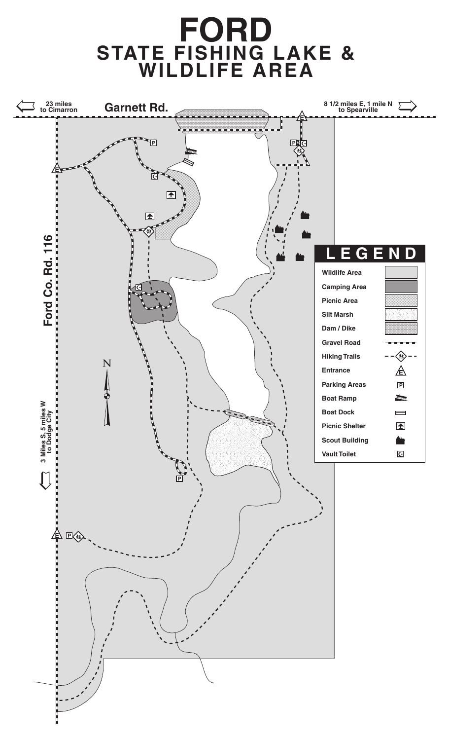# FORD
## STATE FISHING LAKE & WILDLIFE AREA

23 miles to Cimarron

Garnett Rd.

8 1/2 miles E, 1 mile N to Spearville

Ford Co. Rd. 116

3 Miles S, 5 miles W to Dodge City

N

**LEGEND**

- Wildlife Area
- Camping Area
- Picnic Area
- Silt Marsh
- Dam / Dike
- Gravel Road
- Hiking Trails
- Entrance
- Parking Areas
- Boat Ramp
- Boat Dock
- Picnic Shelter
- Scout Building
- Vault Toilet